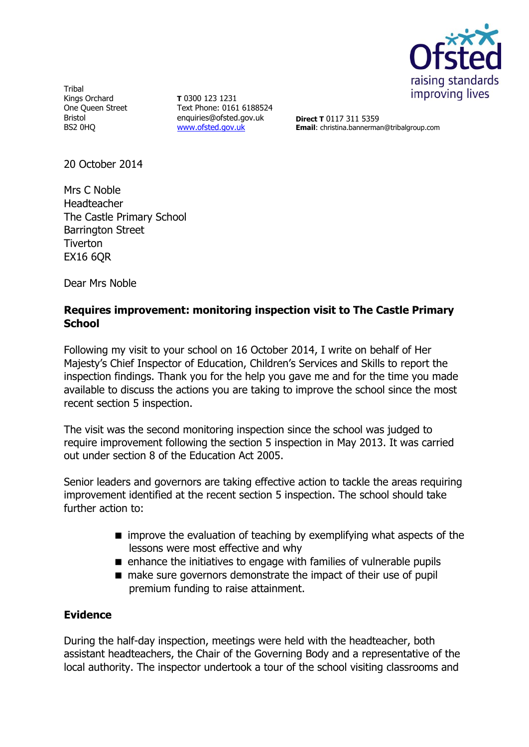Tribal
Kings Orchard
One Queen Street
Bristol
BS2 0HQ

**T** 0300 123 1231
Text Phone: 0161 6188524
enquiries@ofsted.gov.uk
www.ofsted.gov.uk

**Direct T** 0117 311 5359
**Email**: christina.bannerman@tribalgroup.com

20 October 2014

Mrs C Noble
Headteacher
The Castle Primary School
Barrington Street
Tiverton
EX16 6QR

Dear Mrs Noble

**Requires improvement: monitoring inspection visit to The Castle Primary School**

Following my visit to your school on 16 October 2014, I write on behalf of Her Majesty's Chief Inspector of Education, Children's Services and Skills to report the inspection findings. Thank you for the help you gave me and for the time you made available to discuss the actions you are taking to improve the school since the most recent section 5 inspection.

The visit was the second monitoring inspection since the school was judged to require improvement following the section 5 inspection in May 2013. It was carried out under section 8 of the Education Act 2005.

Senior leaders and governors are taking effective action to tackle the areas requiring improvement identified at the recent section 5 inspection. The school should take further action to:

- improve the evaluation of teaching by exemplifying what aspects of the lessons were most effective and why
- enhance the initiatives to engage with families of vulnerable pupils
- make sure governors demonstrate the impact of their use of pupil premium funding to raise attainment.

**Evidence**

During the half-day inspection, meetings were held with the headteacher, both assistant headteachers, the Chair of the Governing Body and a representative of the local authority. The inspector undertook a tour of the school visiting classrooms and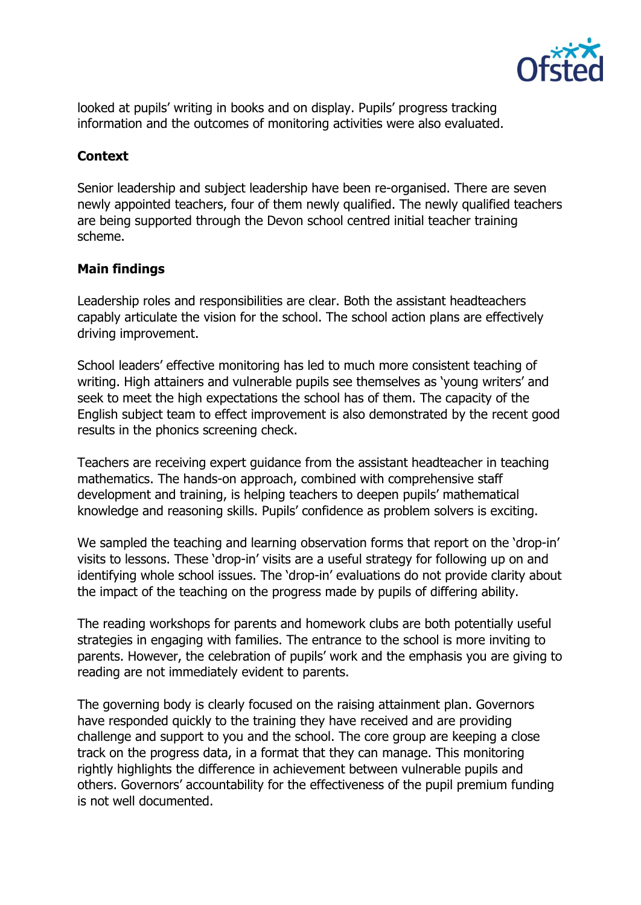looked at pupils' writing in books and on display. Pupils' progress tracking information and the outcomes of monitoring activities were also evaluated.

**Context**

Senior leadership and subject leadership have been re-organised. There are seven newly appointed teachers, four of them newly qualified. The newly qualified teachers are being supported through the Devon school centred initial teacher training scheme.

**Main findings**

Leadership roles and responsibilities are clear. Both the assistant headteachers capably articulate the vision for the school. The school action plans are effectively driving improvement.

School leaders' effective monitoring has led to much more consistent teaching of writing. High attainers and vulnerable pupils see themselves as 'young writers' and seek to meet the high expectations the school has of them. The capacity of the English subject team to effect improvement is also demonstrated by the recent good results in the phonics screening check.

Teachers are receiving expert guidance from the assistant headteacher in teaching mathematics. The hands-on approach, combined with comprehensive staff development and training, is helping teachers to deepen pupils' mathematical knowledge and reasoning skills. Pupils' confidence as problem solvers is exciting.

We sampled the teaching and learning observation forms that report on the 'drop-in' visits to lessons. These 'drop-in' visits are a useful strategy for following up on and identifying whole school issues. The 'drop-in' evaluations do not provide clarity about the impact of the teaching on the progress made by pupils of differing ability.

The reading workshops for parents and homework clubs are both potentially useful strategies in engaging with families. The entrance to the school is more inviting to parents. However, the celebration of pupils' work and the emphasis you are giving to reading are not immediately evident to parents.

The governing body is clearly focused on the raising attainment plan. Governors have responded quickly to the training they have received and are providing challenge and support to you and the school. The core group are keeping a close track on the progress data, in a format that they can manage. This monitoring rightly highlights the difference in achievement between vulnerable pupils and others. Governors' accountability for the effectiveness of the pupil premium funding is not well documented.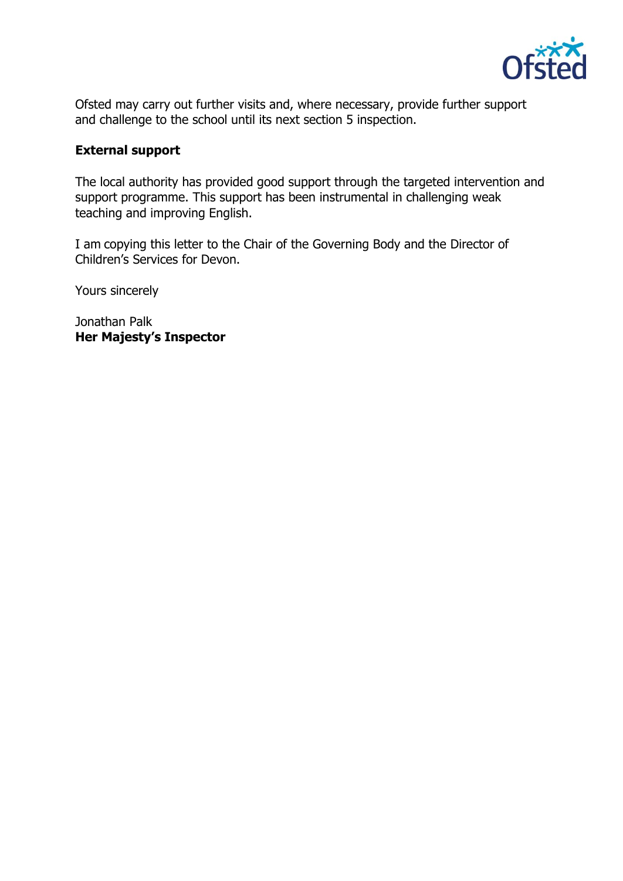Ofsted may carry out further visits and, where necessary, provide further support and challenge to the school until its next section 5 inspection.

**External support**

The local authority has provided good support through the targeted intervention and support programme. This support has been instrumental in challenging weak teaching and improving English.

I am copying this letter to the Chair of the Governing Body and the Director of Children's Services for Devon.

Yours sincerely

Jonathan Palk
**Her Majesty's Inspector**